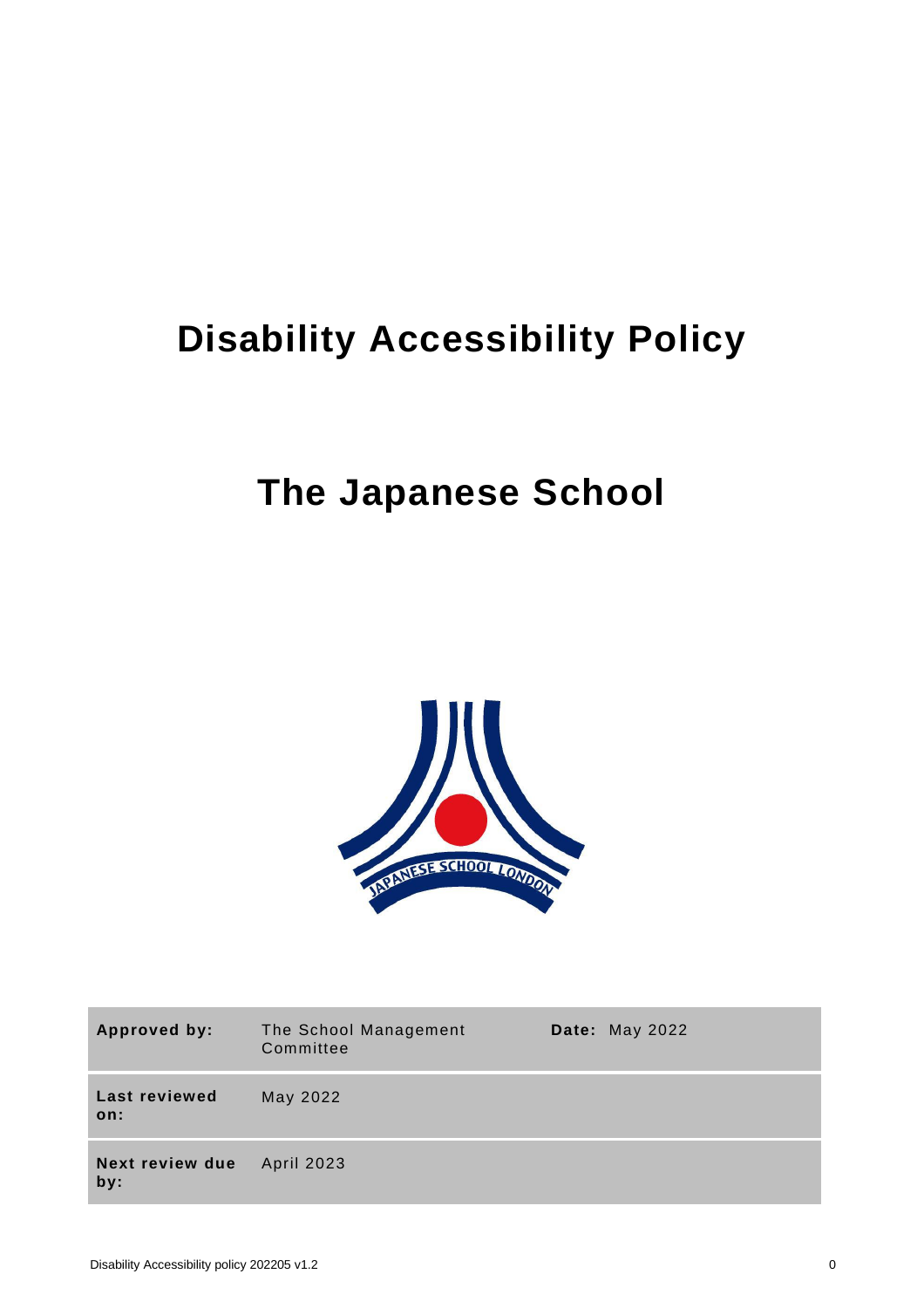# Disability Accessibility Policy

# The Japanese School

| | | | |
|---|---|---|---|
| **Approved by:** | The School Management Committee | **Date:** | May 2022 |
| **Last reviewed on:** | May 2022 | | |
| **Next review due by:** | April 2023 | | |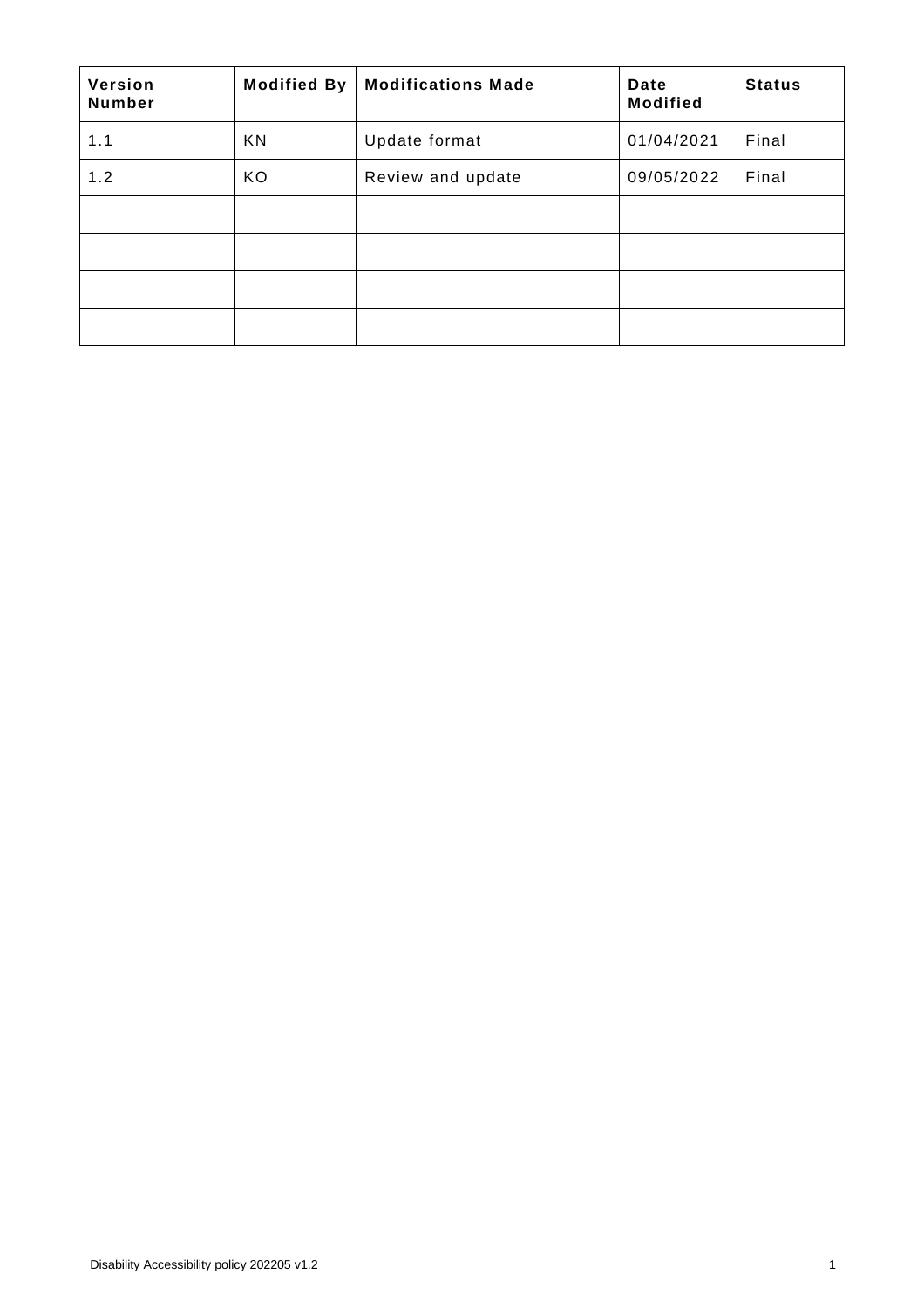| Version Number | Modified By | Modifications Made | Date Modified | Status |
|---|---|---|---|---|
| 1.1 | KN | Update format | 01/04/2021 | Final |
| 1.2 | KO | Review and update | 09/05/2022 | Final |
| | | | | |
| | | | | |
| | | | | |
| | | | | |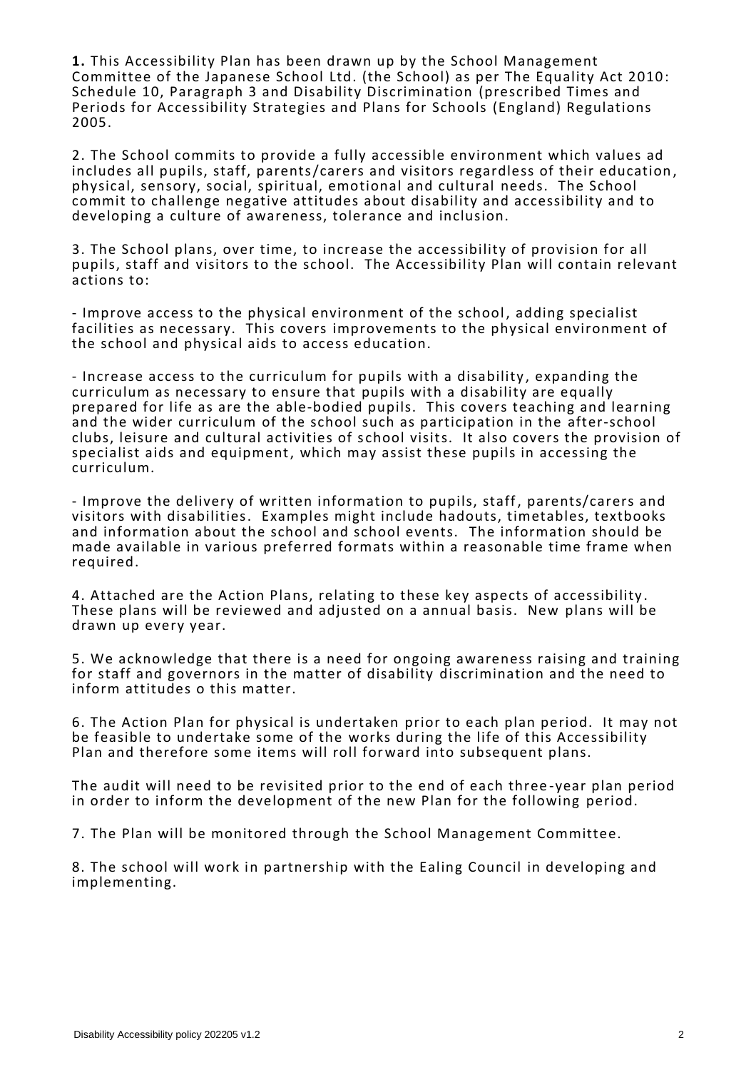**1.** This Accessibility Plan has been drawn up by the School Management Committee of the Japanese School Ltd. (the School) as per The Equality Act 2010: Schedule 10, Paragraph 3 and Disability Discrimination (prescribed Times and Periods for Accessibility Strategies and Plans for Schools (England) Regulations 2005.

2. The School commits to provide a fully accessible environment which values ad includes all pupils, staff, parents/carers and visitors regardless of their education, physical, sensory, social, spiritual, emotional and cultural needs. The School commit to challenge negative attitudes about disability and accessibility and to developing a culture of awareness, tolerance and inclusion.

3. The School plans, over time, to increase the accessibility of provision for all pupils, staff and visitors to the school. The Accessibility Plan will contain relevant actions to:

- Improve access to the physical environment of the school, adding specialist facilities as necessary. This covers improvements to the physical environment of the school and physical aids to access education.

- Increase access to the curriculum for pupils with a disability, expanding the curriculum as necessary to ensure that pupils with a disability are equally prepared for life as are the able-bodied pupils. This covers teaching and learning and the wider curriculum of the school such as participation in the after-school clubs, leisure and cultural activities of school visits. It also covers the provision of specialist aids and equipment, which may assist these pupils in accessing the curriculum.

- Improve the delivery of written information to pupils, staff, parents/carers and visitors with disabilities. Examples might include hadouts, timetables, textbooks and information about the school and school events. The information should be made available in various preferred formats within a reasonable time frame when required.

4. Attached are the Action Plans, relating to these key aspects of accessibility. These plans will be reviewed and adjusted on a annual basis. New plans will be drawn up every year.

5. We acknowledge that there is a need for ongoing awareness raising and training for staff and governors in the matter of disability discrimination and the need to inform attitudes o this matter.

6. The Action Plan for physical is undertaken prior to each plan period. It may not be feasible to undertake some of the works during the life of this Accessibility Plan and therefore some items will roll forward into subsequent plans.

The audit will need to be revisited prior to the end of each three-year plan period in order to inform the development of the new Plan for the following period.

7. The Plan will be monitored through the School Management Committee.

8. The school will work in partnership with the Ealing Council in developing and implementing.